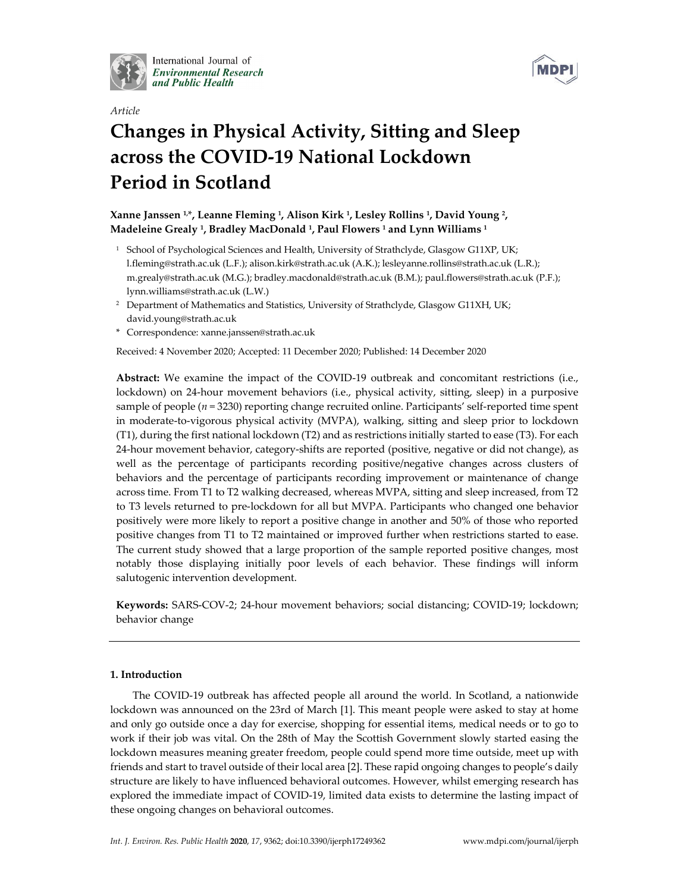*Article*

# Changes in Physical Activity, Sitting and Sleep across the COVID-19 National Lockdown Period in Scotland

**Xanne Janssen [1,*], Leanne Fleming [1], Alison Kirk [1], Lesley Rollins [1], David Young [2], Madeleine Grealy [1], Bradley MacDonald [1], Paul Flowers [1] and Lynn Williams [1]**

[1] School of Psychological Sciences and Health, University of Strathclyde, Glasgow G11XP, UK; l.fleming@strath.ac.uk (L.F.); alison.kirk@strath.ac.uk (A.K.); lesleyanne.rollins@strath.ac.uk (L.R.); m.grealy@strath.ac.uk (M.G.); bradley.macdonald@strath.ac.uk (B.M.); paul.flowers@strath.ac.uk (P.F.); lynn.williams@strath.ac.uk (L.W.)

[2] Department of Mathematics and Statistics, University of Strathclyde, Glasgow G11XH, UK; david.young@strath.ac.uk

\* Correspondence: xanne.janssen@strath.ac.uk

Received: 4 November 2020; Accepted: 11 December 2020; Published: 14 December 2020

**Abstract:** We examine the impact of the COVID-19 outbreak and concomitant restrictions (i.e., lockdown) on 24-hour movement behaviors (i.e., physical activity, sitting, sleep) in a purposive sample of people ($n = 3230$) reporting change recruited online. Participants' self-reported time spent in moderate-to-vigorous physical activity (MVPA), walking, sitting and sleep prior to lockdown (T1), during the first national lockdown (T2) and as restrictions initially started to ease (T3). For each 24-hour movement behavior, category-shifts are reported (positive, negative or did not change), as well as the percentage of participants recording positive/negative changes across clusters of behaviors and the percentage of participants recording improvement or maintenance of change across time. From T1 to T2 walking decreased, whereas MVPA, sitting and sleep increased, from T2 to T3 levels returned to pre-lockdown for all but MVPA. Participants who changed one behavior positively were more likely to report a positive change in another and 50% of those who reported positive changes from T1 to T2 maintained or improved further when restrictions started to ease. The current study showed that a large proportion of the sample reported positive changes, most notably those displaying initially poor levels of each behavior. These findings will inform salutogenic intervention development.

**Keywords:** SARS-COV-2; 24-hour movement behaviors; social distancing; COVID-19; lockdown; behavior change

## 1. Introduction

The COVID-19 outbreak has affected people all around the world. In Scotland, a nationwide lockdown was announced on the 23rd of March [1]. This meant people were asked to stay at home and only go outside once a day for exercise, shopping for essential items, medical needs or to go to work if their job was vital. On the 28th of May the Scottish Government slowly started easing the lockdown measures meaning greater freedom, people could spend more time outside, meet up with friends and start to travel outside of their local area [2]. These rapid ongoing changes to people's daily structure are likely to have influenced behavioral outcomes. However, whilst emerging research has explored the immediate impact of COVID-19, limited data exists to determine the lasting impact of these ongoing changes on behavioral outcomes.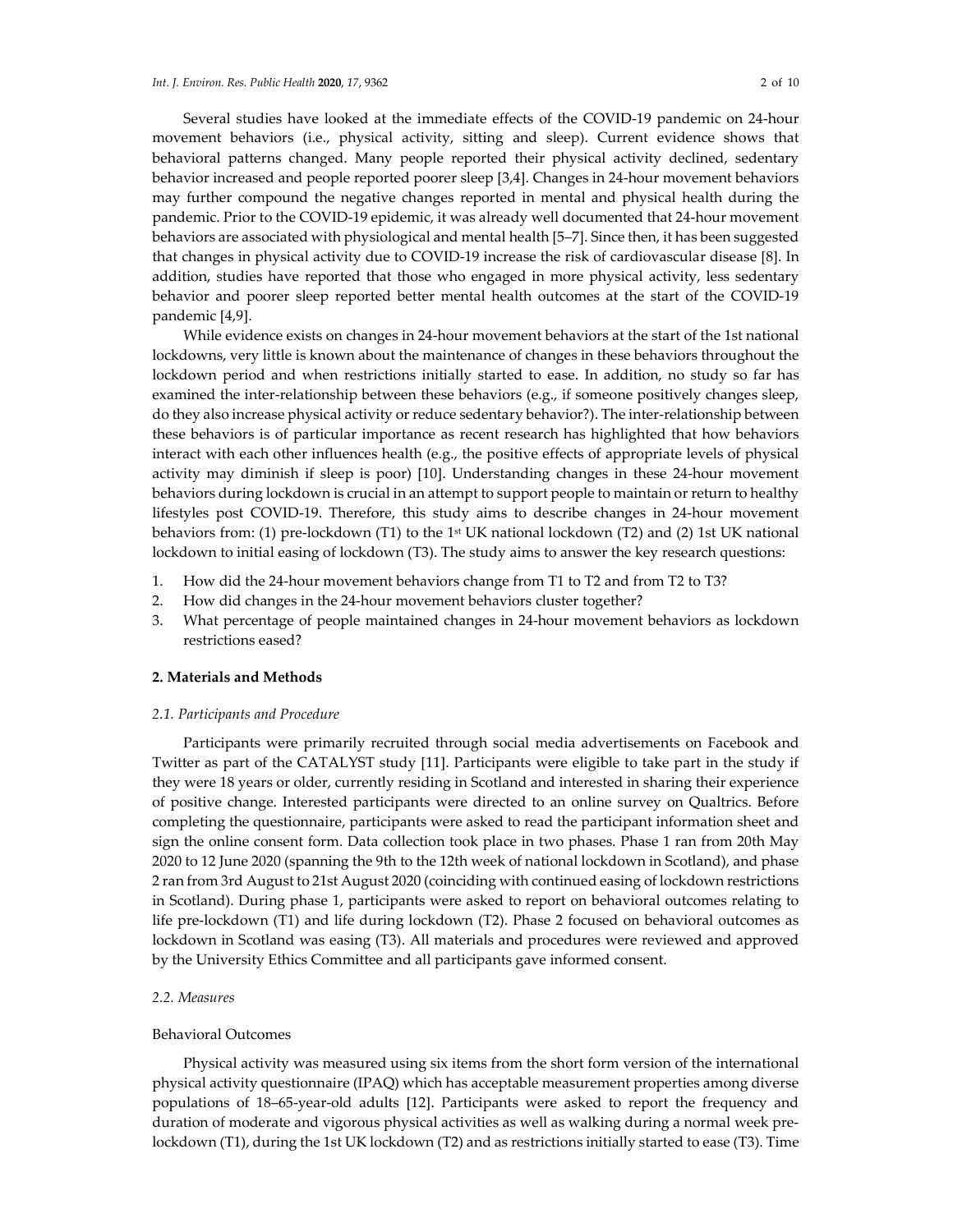Several studies have looked at the immediate effects of the COVID-19 pandemic on 24-hour movement behaviors (i.e., physical activity, sitting and sleep). Current evidence shows that behavioral patterns changed. Many people reported their physical activity declined, sedentary behavior increased and people reported poorer sleep [3,4]. Changes in 24-hour movement behaviors may further compound the negative changes reported in mental and physical health during the pandemic. Prior to the COVID-19 epidemic, it was already well documented that 24-hour movement behaviors are associated with physiological and mental health [5–7]. Since then, it has been suggested that changes in physical activity due to COVID-19 increase the risk of cardiovascular disease [8]. In addition, studies have reported that those who engaged in more physical activity, less sedentary behavior and poorer sleep reported better mental health outcomes at the start of the COVID-19 pandemic [4,9].

While evidence exists on changes in 24-hour movement behaviors at the start of the 1st national lockdowns, very little is known about the maintenance of changes in these behaviors throughout the lockdown period and when restrictions initially started to ease. In addition, no study so far has examined the inter-relationship between these behaviors (e.g., if someone positively changes sleep, do they also increase physical activity or reduce sedentary behavior?). The inter-relationship between these behaviors is of particular importance as recent research has highlighted that how behaviors interact with each other influences health (e.g., the positive effects of appropriate levels of physical activity may diminish if sleep is poor) [10]. Understanding changes in these 24-hour movement behaviors during lockdown is crucial in an attempt to support people to maintain or return to healthy lifestyles post COVID-19. Therefore, this study aims to describe changes in 24-hour movement behaviors from: (1) pre-lockdown (T1) to the 1st UK national lockdown (T2) and (2) 1st UK national lockdown to initial easing of lockdown (T3). The study aims to answer the key research questions:

1. How did the 24-hour movement behaviors change from T1 to T2 and from T2 to T3?
2. How did changes in the 24-hour movement behaviors cluster together?
3. What percentage of people maintained changes in 24-hour movement behaviors as lockdown restrictions eased?

## 2. Materials and Methods

### *2.1. Participants and Procedure*

Participants were primarily recruited through social media advertisements on Facebook and Twitter as part of the CATALYST study [11]. Participants were eligible to take part in the study if they were 18 years or older, currently residing in Scotland and interested in sharing their experience of positive change. Interested participants were directed to an online survey on Qualtrics. Before completing the questionnaire, participants were asked to read the participant information sheet and sign the online consent form. Data collection took place in two phases. Phase 1 ran from 20th May 2020 to 12 June 2020 (spanning the 9th to the 12th week of national lockdown in Scotland), and phase 2 ran from 3rd August to 21st August 2020 (coinciding with continued easing of lockdown restrictions in Scotland). During phase 1, participants were asked to report on behavioral outcomes relating to life pre-lockdown (T1) and life during lockdown (T2). Phase 2 focused on behavioral outcomes as lockdown in Scotland was easing (T3). All materials and procedures were reviewed and approved by the University Ethics Committee and all participants gave informed consent.

### *2.2. Measures*

Behavioral Outcomes

Physical activity was measured using six items from the short form version of the international physical activity questionnaire (IPAQ) which has acceptable measurement properties among diverse populations of 18–65-year-old adults [12]. Participants were asked to report the frequency and duration of moderate and vigorous physical activities as well as walking during a normal week pre-lockdown (T1), during the 1st UK lockdown (T2) and as restrictions initially started to ease (T3). Time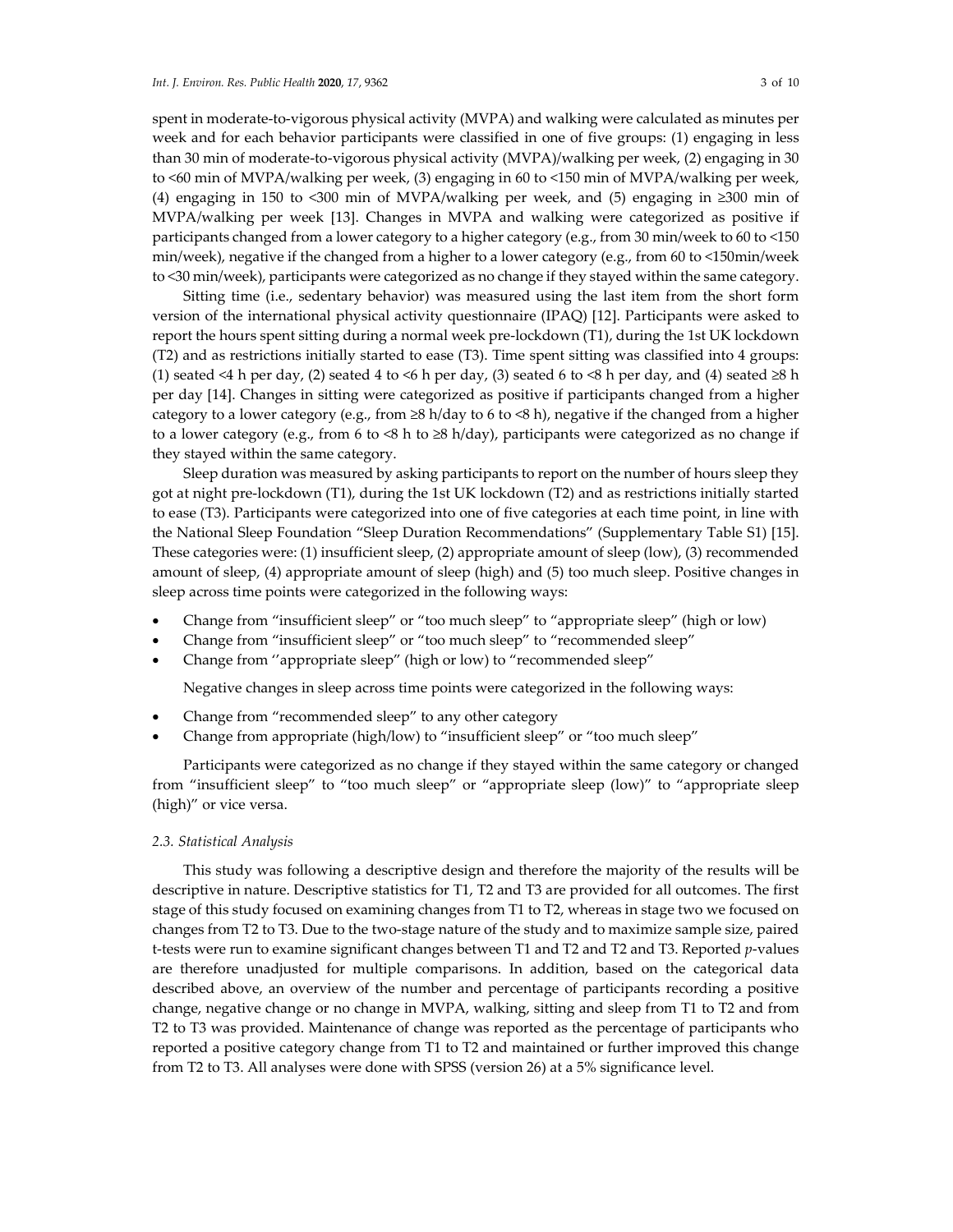spent in moderate-to-vigorous physical activity (MVPA) and walking were calculated as minutes per week and for each behavior participants were classified in one of five groups: (1) engaging in less than 30 min of moderate-to-vigorous physical activity (MVPA)/walking per week, (2) engaging in 30 to <60 min of MVPA/walking per week, (3) engaging in 60 to <150 min of MVPA/walking per week, (4) engaging in 150 to <300 min of MVPA/walking per week, and (5) engaging in ≥300 min of MVPA/walking per week [13]. Changes in MVPA and walking were categorized as positive if participants changed from a lower category to a higher category (e.g., from 30 min/week to 60 to <150 min/week), negative if the changed from a higher to a lower category (e.g., from 60 to <150min/week to <30 min/week), participants were categorized as no change if they stayed within the same category.

Sitting time (i.e., sedentary behavior) was measured using the last item from the short form version of the international physical activity questionnaire (IPAQ) [12]. Participants were asked to report the hours spent sitting during a normal week pre-lockdown (T1), during the 1st UK lockdown (T2) and as restrictions initially started to ease (T3). Time spent sitting was classified into 4 groups: (1) seated <4 h per day, (2) seated 4 to <6 h per day, (3) seated 6 to <8 h per day, and (4) seated ≥8 h per day [14]. Changes in sitting were categorized as positive if participants changed from a higher category to a lower category (e.g., from ≥8 h/day to 6 to <8 h), negative if the changed from a higher to a lower category (e.g., from 6 to <8 h to ≥8 h/day), participants were categorized as no change if they stayed within the same category.

Sleep duration was measured by asking participants to report on the number of hours sleep they got at night pre-lockdown (T1), during the 1st UK lockdown (T2) and as restrictions initially started to ease (T3). Participants were categorized into one of five categories at each time point, in line with the National Sleep Foundation "Sleep Duration Recommendations" (Supplementary Table S1) [15]. These categories were: (1) insufficient sleep, (2) appropriate amount of sleep (low), (3) recommended amount of sleep, (4) appropriate amount of sleep (high) and (5) too much sleep. Positive changes in sleep across time points were categorized in the following ways:

- Change from "insufficient sleep" or "too much sleep" to "appropriate sleep" (high or low)
- Change from "insufficient sleep" or "too much sleep" to "recommended sleep"
- Change from ''appropriate sleep" (high or low) to "recommended sleep"

Negative changes in sleep across time points were categorized in the following ways:

- Change from "recommended sleep" to any other category
- Change from appropriate (high/low) to "insufficient sleep" or "too much sleep"

Participants were categorized as no change if they stayed within the same category or changed from "insufficient sleep" to "too much sleep" or "appropriate sleep (low)" to "appropriate sleep (high)" or vice versa.

### *2.3. Statistical Analysis*

This study was following a descriptive design and therefore the majority of the results will be descriptive in nature. Descriptive statistics for T1, T2 and T3 are provided for all outcomes. The first stage of this study focused on examining changes from T1 to T2, whereas in stage two we focused on changes from T2 to T3. Due to the two-stage nature of the study and to maximize sample size, paired t-tests were run to examine significant changes between T1 and T2 and T2 and T3. Reported *p*-values are therefore unadjusted for multiple comparisons. In addition, based on the categorical data described above, an overview of the number and percentage of participants recording a positive change, negative change or no change in MVPA, walking, sitting and sleep from T1 to T2 and from T2 to T3 was provided. Maintenance of change was reported as the percentage of participants who reported a positive category change from T1 to T2 and maintained or further improved this change from T2 to T3. All analyses were done with SPSS (version 26) at a 5% significance level.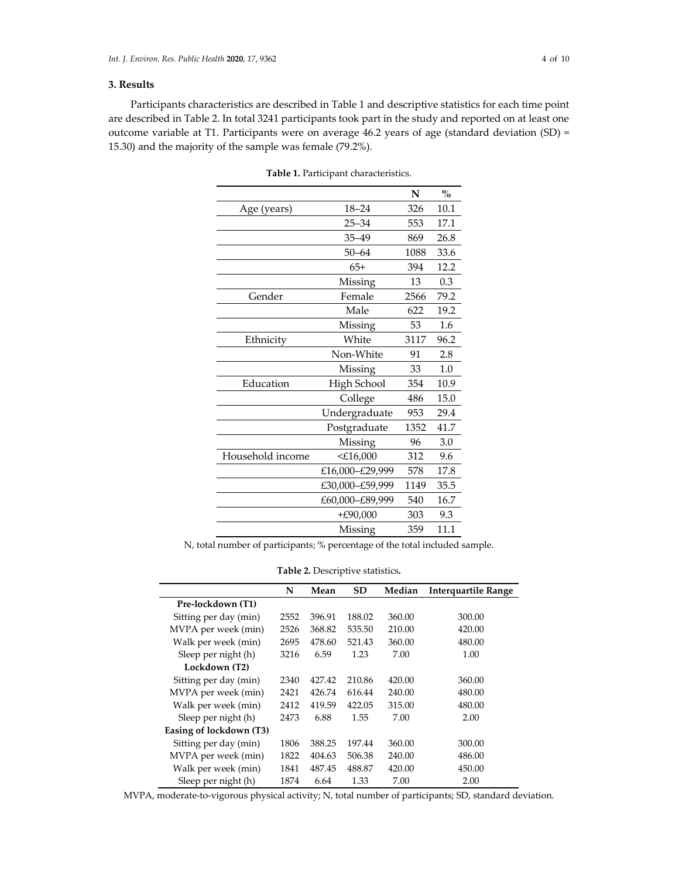## 3. Results

Participants characteristics are described in Table 1 and descriptive statistics for each time point are described in Table 2. In total 3241 participants took part in the study and reported on at least one outcome variable at T1. Participants were on average 46.2 years of age (standard deviation (SD) = 15.30) and the majority of the sample was female (79.2%).

**Table 1.** Participant characteristics.

| | | N | % |
|---|---|---|---|
| Age (years) | 18–24 | 326 | 10.1 |
| | 25–34 | 553 | 17.1 |
| | 35–49 | 869 | 26.8 |
| | 50–64 | 1088 | 33.6 |
| | 65+ | 394 | 12.2 |
| | Missing | 13 | 0.3 |
| Gender | Female | 2566 | 79.2 |
| | Male | 622 | 19.2 |
| | Missing | 53 | 1.6 |
| Ethnicity | White | 3117 | 96.2 |
| | Non-White | 91 | 2.8 |
| | Missing | 33 | 1.0 |
| Education | High School | 354 | 10.9 |
| | College | 486 | 15.0 |
| | Undergraduate | 953 | 29.4 |
| | Postgraduate | 1352 | 41.7 |
| | Missing | 96 | 3.0 |
| Household income | <£16,000 | 312 | 9.6 |
| | £16,000–£29,999 | 578 | 17.8 |
| | £30,000–£59,999 | 1149 | 35.5 |
| | £60,000–£89,999 | 540 | 16.7 |
| | +£90,000 | 303 | 9.3 |
| | Missing | 359 | 11.1 |

N, total number of participants; % percentage of the total included sample.

**Table 2.** Descriptive statistics.

| | N | Mean | SD | Median | Interquartile Range |
|---|---|---|---|---|---|
| **Pre-lockdown (T1)** | | | | | |
| Sitting per day (min) | 2552 | 396.91 | 188.02 | 360.00 | 300.00 |
| MVPA per week (min) | 2526 | 368.82 | 535.50 | 210.00 | 420.00 |
| Walk per week (min) | 2695 | 478.60 | 521.43 | 360.00 | 480.00 |
| Sleep per night (h) | 3216 | 6.59 | 1.23 | 7.00 | 1.00 |
| **Lockdown (T2)** | | | | | |
| Sitting per day (min) | 2340 | 427.42 | 210.86 | 420.00 | 360.00 |
| MVPA per week (min) | 2421 | 426.74 | 616.44 | 240.00 | 480.00 |
| Walk per week (min) | 2412 | 419.59 | 422.05 | 315.00 | 480.00 |
| Sleep per night (h) | 2473 | 6.88 | 1.55 | 7.00 | 2.00 |
| **Easing of lockdown (T3)** | | | | | |
| Sitting per day (min) | 1806 | 388.25 | 197.44 | 360.00 | 300.00 |
| MVPA per week (min) | 1822 | 404.63 | 506.38 | 240.00 | 486.00 |
| Walk per week (min) | 1841 | 487.45 | 488.87 | 420.00 | 450.00 |
| Sleep per night (h) | 1874 | 6.64 | 1.33 | 7.00 | 2.00 |

MVPA, moderate-to-vigorous physical activity; N, total number of participants; SD, standard deviation.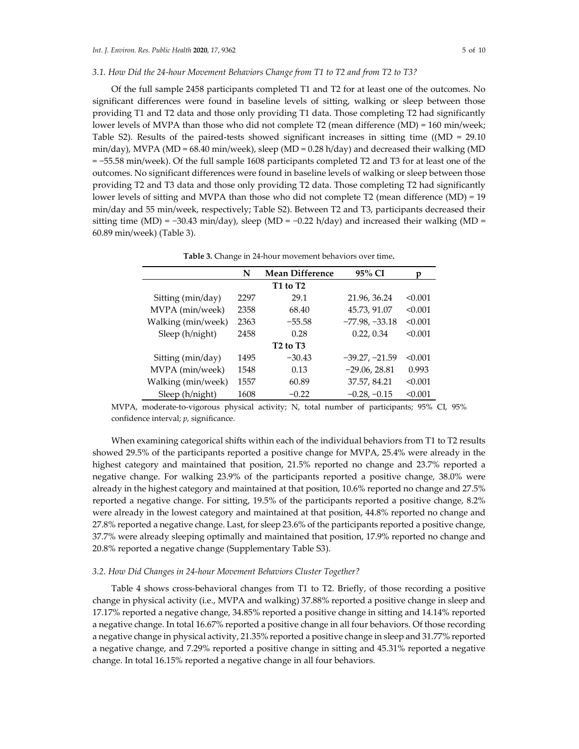### 3.1. How Did the 24-hour Movement Behaviors Change from T1 to T2 and from T2 to T3?

Of the full sample 2458 participants completed T1 and T2 for at least one of the outcomes. No significant differences were found in baseline levels of sitting, walking or sleep between those providing T1 and T2 data and those only providing T1 data. Those completing T2 had significantly lower levels of MVPA than those who did not complete T2 (mean difference (MD) = 160 min/week; Table S2). Results of the paired-tests showed significant increases in sitting time ((MD = 29.10 min/day), MVPA (MD = 68.40 min/week), sleep (MD = 0.28 h/day) and decreased their walking (MD = −55.58 min/week). Of the full sample 1608 participants completed T2 and T3 for at least one of the outcomes. No significant differences were found in baseline levels of walking or sleep between those providing T2 and T3 data and those only providing T2 data. Those completing T2 had significantly lower levels of sitting and MVPA than those who did not complete T2 (mean difference (MD) = 19 min/day and 55 min/week, respectively; Table S2). Between T2 and T3, participants decreased their sitting time (MD) = −30.43 min/day), sleep (MD = −0.22 h/day) and increased their walking (MD = 60.89 min/week) (Table 3).

**Table 3.** Change in 24-hour movement behaviors over time.

| | N | Mean Difference | 95% CI | p |
|---|---|---|---|---|
| | | **T1 to T2** | | |
| Sitting (min/day) | 2297 | 29.1 | 21.96, 36.24 | <0.001 |
| MVPA (min/week) | 2358 | 68.40 | 45.73, 91.07 | <0.001 |
| Walking (min/week) | 2363 | −55.58 | −77.98, −33.18 | <0.001 |
| Sleep (h/night) | 2458 | 0.28 | 0.22, 0.34 | <0.001 |
| | | **T2 to T3** | | |
| Sitting (min/day) | 1495 | −30.43 | −39.27, −21.59 | <0.001 |
| MVPA (min/week) | 1548 | 0.13 | −29.06, 28.81 | 0.993 |
| Walking (min/week) | 1557 | 60.89 | 37.57, 84.21 | <0.001 |
| Sleep (h/night) | 1608 | −0.22 | −0.28, −0.15 | <0.001 |

MVPA, moderate-to-vigorous physical activity; N, total number of participants; 95% CI, 95% confidence interval; *p*, significance.

When examining categorical shifts within each of the individual behaviors from T1 to T2 results showed 29.5% of the participants reported a positive change for MVPA, 25.4% were already in the highest category and maintained that position, 21.5% reported no change and 23.7% reported a negative change. For walking 23.9% of the participants reported a positive change, 38.0% were already in the highest category and maintained at that position, 10.6% reported no change and 27.5% reported a negative change. For sitting, 19.5% of the participants reported a positive change, 8.2% were already in the lowest category and maintained at that position, 44.8% reported no change and 27.8% reported a negative change. Last, for sleep 23.6% of the participants reported a positive change, 37.7% were already sleeping optimally and maintained that position, 17.9% reported no change and 20.8% reported a negative change (Supplementary Table S3).

### 3.2. How Did Changes in 24-hour Movement Behaviors Cluster Together?

Table 4 shows cross-behavioral changes from T1 to T2. Briefly, of those recording a positive change in physical activity (i.e., MVPA and walking) 37.88% reported a positive change in sleep and 17.17% reported a negative change, 34.85% reported a positive change in sitting and 14.14% reported a negative change. In total 16.67% reported a positive change in all four behaviors. Of those recording a negative change in physical activity, 21.35% reported a positive change in sleep and 31.77% reported a negative change, and 7.29% reported a positive change in sitting and 45.31% reported a negative change. In total 16.15% reported a negative change in all four behaviors.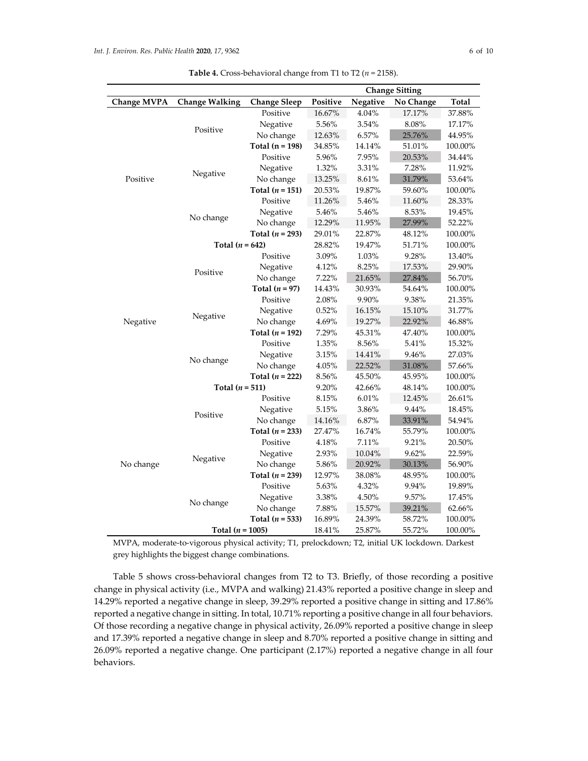**Table 4.** Cross-behavioral change from T1 to T2 ($n$ = 2158).

| | | | Change Sitting | | | |
|---|---|---|---|---|---|---|
| **Change MVPA** | **Change Walking** | **Change Sleep** | **Positive** | **Negative** | **No Change** | **Total** |
| Positive | Positive | Positive | 16.67% | 4.04% | 17.17% | 37.88% |
| | | Negative | 5.56% | 3.54% | 8.08% | 17.17% |
| | | No change | 12.63% | 6.57% | 25.76% | 44.95% |
| | | **Total (n = 198)** | 34.85% | 14.14% | 51.01% | 100.00% |
| | Negative | Positive | 5.96% | 7.95% | 20.53% | 34.44% |
| | | Negative | 1.32% | 3.31% | 7.28% | 11.92% |
| | | No change | 13.25% | 8.61% | 31.79% | 53.64% |
| | | **Total ($n$ = 151)** | 20.53% | 19.87% | 59.60% | 100.00% |
| | No change | Positive | 11.26% | 5.46% | 11.60% | 28.33% |
| | | Negative | 5.46% | 5.46% | 8.53% | 19.45% |
| | | No change | 12.29% | 11.95% | 27.99% | 52.22% |
| | | **Total ($n$ = 293)** | 29.01% | 22.87% | 48.12% | 100.00% |
| | **Total ($n$ = 642)** | | 28.82% | 19.47% | 51.71% | 100.00% |
| Negative | Positive | Positive | 3.09% | 1.03% | 9.28% | 13.40% |
| | | Negative | 4.12% | 8.25% | 17.53% | 29.90% |
| | | No change | 7.22% | 21.65% | 27.84% | 56.70% |
| | | **Total ($n$ = 97)** | 14.43% | 30.93% | 54.64% | 100.00% |
| | Negative | Positive | 2.08% | 9.90% | 9.38% | 21.35% |
| | | Negative | 0.52% | 16.15% | 15.10% | 31.77% |
| | | No change | 4.69% | 19.27% | 22.92% | 46.88% |
| | | **Total ($n$ = 192)** | 7.29% | 45.31% | 47.40% | 100.00% |
| | No change | Positive | 1.35% | 8.56% | 5.41% | 15.32% |
| | | Negative | 3.15% | 14.41% | 9.46% | 27.03% |
| | | No change | 4.05% | 22.52% | 31.08% | 57.66% |
| | | **Total ($n$ = 222)** | 8.56% | 45.50% | 45.95% | 100.00% |
| | **Total ($n$ = 511)** | | 9.20% | 42.66% | 48.14% | 100.00% |
| No change | Positive | Positive | 8.15% | 6.01% | 12.45% | 26.61% |
| | | Negative | 5.15% | 3.86% | 9.44% | 18.45% |
| | | No change | 14.16% | 6.87% | 33.91% | 54.94% |
| | | **Total ($n$ = 233)** | 27.47% | 16.74% | 55.79% | 100.00% |
| | Negative | Positive | 4.18% | 7.11% | 9.21% | 20.50% |
| | | Negative | 2.93% | 10.04% | 9.62% | 22.59% |
| | | No change | 5.86% | 20.92% | 30.13% | 56.90% |
| | | **Total ($n$ = 239)** | 12.97% | 38.08% | 48.95% | 100.00% |
| | No change | Positive | 5.63% | 4.32% | 9.94% | 19.89% |
| | | Negative | 3.38% | 4.50% | 9.57% | 17.45% |
| | | No change | 7.88% | 15.57% | 39.21% | 62.66% |
| | | **Total ($n$ = 533)** | 16.89% | 24.39% | 58.72% | 100.00% |
| | **Total ($n$ = 1005)** | | 18.41% | 25.87% | 55.72% | 100.00% |

MVPA, moderate-to-vigorous physical activity; T1, prelockdown; T2, initial UK lockdown. Darkest grey highlights the biggest change combinations.

Table 5 shows cross-behavioral changes from T2 to T3. Briefly, of those recording a positive change in physical activity (i.e., MVPA and walking) 21.43% reported a positive change in sleep and 14.29% reported a negative change in sleep, 39.29% reported a positive change in sitting and 17.86% reported a negative change in sitting. In total, 10.71% reporting a positive change in all four behaviors. Of those recording a negative change in physical activity, 26.09% reported a positive change in sleep and 17.39% reported a negative change in sleep and 8.70% reported a positive change in sitting and 26.09% reported a negative change. One participant (2.17%) reported a negative change in all four behaviors.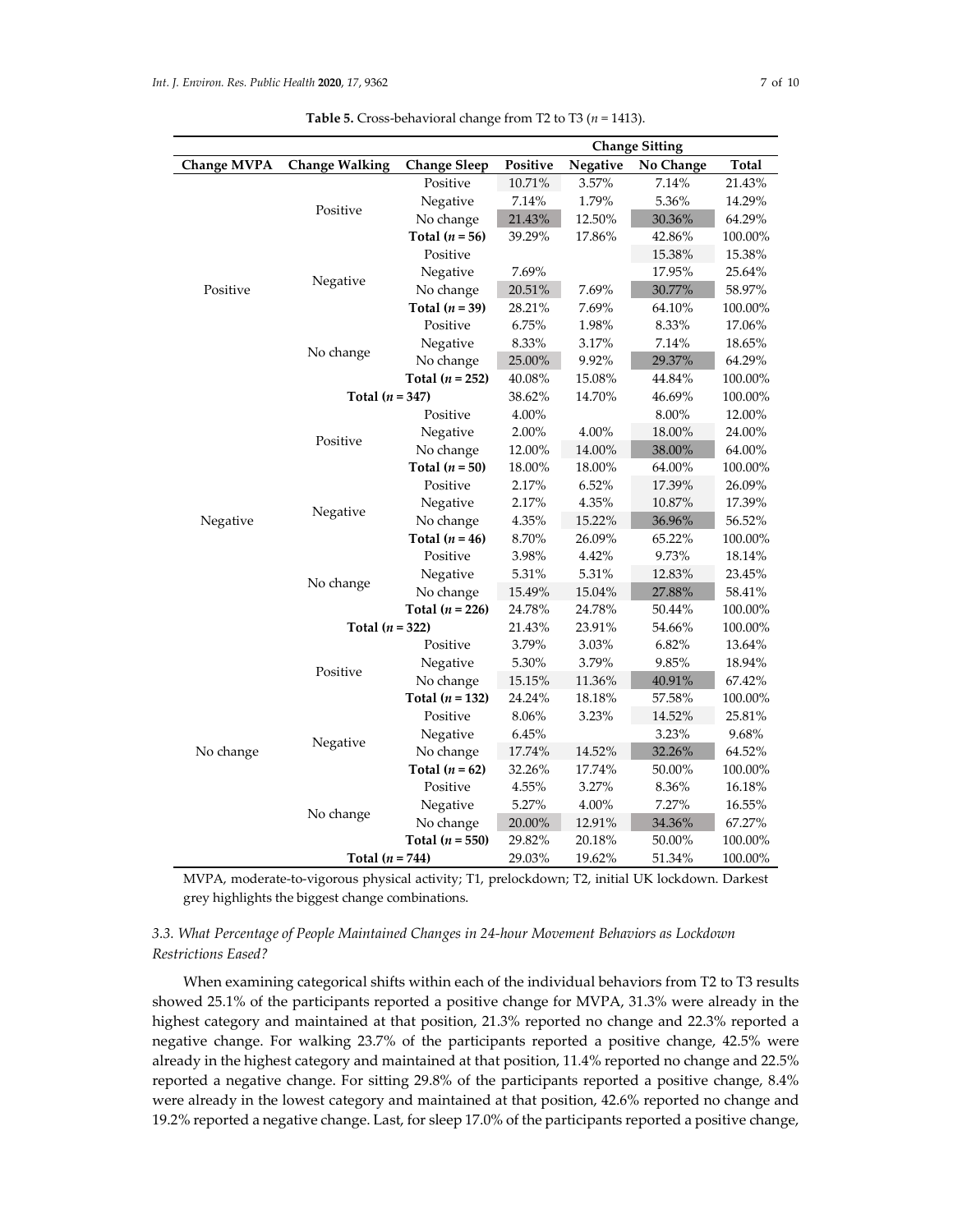**Table 5.** Cross-behavioral change from T2 to T3 ($n$ = 1413).

| | | | Change Sitting | | | |
|---|---|---|---|---|---|---|
| **Change MVPA** | **Change Walking** | **Change Sleep** | **Positive** | **Negative** | **No Change** | **Total** |
| Positive | Positive | Positive | 10.71% | 3.57% | 7.14% | 21.43% |
| | | Negative | 7.14% | 1.79% | 5.36% | 14.29% |
| | | No change | 21.43% | 12.50% | 30.36% | 64.29% |
| | | **Total ($n$ = 56)** | 39.29% | 17.86% | 42.86% | 100.00% |
| | Negative | Positive | | | 15.38% | 15.38% |
| | | Negative | 7.69% | | 17.95% | 25.64% |
| | | No change | 20.51% | 7.69% | 30.77% | 58.97% |
| | | **Total ($n$ = 39)** | 28.21% | 7.69% | 64.10% | 100.00% |
| | No change | Positive | 6.75% | 1.98% | 8.33% | 17.06% |
| | | Negative | 8.33% | 3.17% | 7.14% | 18.65% |
| | | No change | 25.00% | 9.92% | 29.37% | 64.29% |
| | | **Total ($n$ = 252)** | 40.08% | 15.08% | 44.84% | 100.00% |
| | **Total ($n$ = 347)** | | 38.62% | 14.70% | 46.69% | 100.00% |
| Negative | Positive | Positive | 4.00% | | 8.00% | 12.00% |
| | | Negative | 2.00% | 4.00% | 18.00% | 24.00% |
| | | No change | 12.00% | 14.00% | 38.00% | 64.00% |
| | | **Total ($n$ = 50)** | 18.00% | 18.00% | 64.00% | 100.00% |
| | Negative | Positive | 2.17% | 6.52% | 17.39% | 26.09% |
| | | Negative | 2.17% | 4.35% | 10.87% | 17.39% |
| | | No change | 4.35% | 15.22% | 36.96% | 56.52% |
| | | **Total ($n$ = 46)** | 8.70% | 26.09% | 65.22% | 100.00% |
| | No change | Positive | 3.98% | 4.42% | 9.73% | 18.14% |
| | | Negative | 5.31% | 5.31% | 12.83% | 23.45% |
| | | No change | 15.49% | 15.04% | 27.88% | 58.41% |
| | | **Total ($n$ = 226)** | 24.78% | 24.78% | 50.44% | 100.00% |
| | **Total ($n$ = 322)** | | 21.43% | 23.91% | 54.66% | 100.00% |
| No change | Positive | Positive | 3.79% | 3.03% | 6.82% | 13.64% |
| | | Negative | 5.30% | 3.79% | 9.85% | 18.94% |
| | | No change | 15.15% | 11.36% | 40.91% | 67.42% |
| | | **Total ($n$ = 132)** | 24.24% | 18.18% | 57.58% | 100.00% |
| | Negative | Positive | 8.06% | 3.23% | 14.52% | 25.81% |
| | | Negative | 6.45% | | 3.23% | 9.68% |
| | | No change | 17.74% | 14.52% | 32.26% | 64.52% |
| | | **Total ($n$ = 62)** | 32.26% | 17.74% | 50.00% | 100.00% |
| | No change | Positive | 4.55% | 3.27% | 8.36% | 16.18% |
| | | Negative | 5.27% | 4.00% | 7.27% | 16.55% |
| | | No change | 20.00% | 12.91% | 34.36% | 67.27% |
| | | **Total ($n$ = 550)** | 29.82% | 20.18% | 50.00% | 100.00% |
| | **Total ($n$ = 744)** | | 29.03% | 19.62% | 51.34% | 100.00% |

MVPA, moderate-to-vigorous physical activity; T1, prelockdown; T2, initial UK lockdown. Darkest grey highlights the biggest change combinations.

### 3.3. What Percentage of People Maintained Changes in 24-hour Movement Behaviors as Lockdown Restrictions Eased?

When examining categorical shifts within each of the individual behaviors from T2 to T3 results showed 25.1% of the participants reported a positive change for MVPA, 31.3% were already in the highest category and maintained at that position, 21.3% reported no change and 22.3% reported a negative change. For walking 23.7% of the participants reported a positive change, 42.5% were already in the highest category and maintained at that position, 11.4% reported no change and 22.5% reported a negative change. For sitting 29.8% of the participants reported a positive change, 8.4% were already in the lowest category and maintained at that position, 42.6% reported no change and 19.2% reported a negative change. Last, for sleep 17.0% of the participants reported a positive change,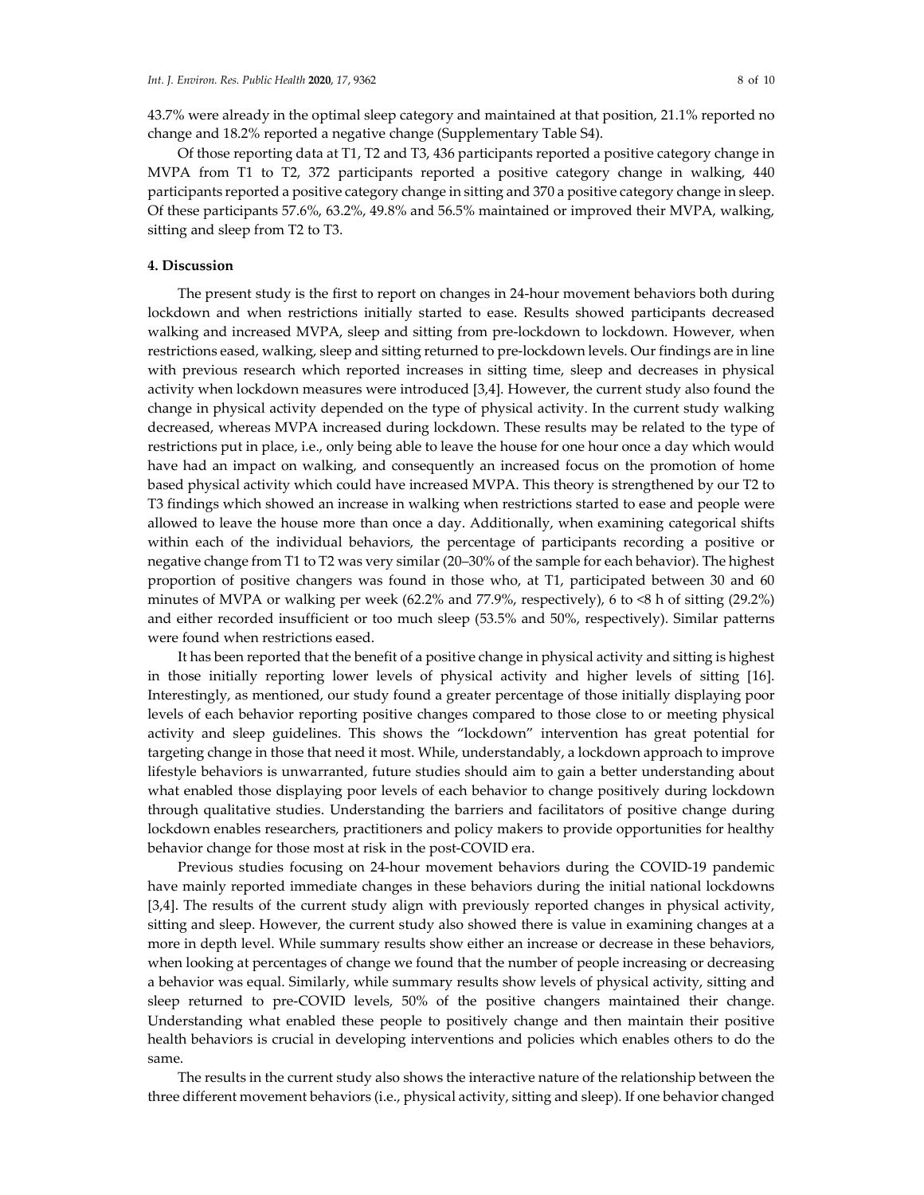43.7% were already in the optimal sleep category and maintained at that position, 21.1% reported no change and 18.2% reported a negative change (Supplementary Table S4).

Of those reporting data at T1, T2 and T3, 436 participants reported a positive category change in MVPA from T1 to T2, 372 participants reported a positive category change in walking, 440 participants reported a positive category change in sitting and 370 a positive category change in sleep. Of these participants 57.6%, 63.2%, 49.8% and 56.5% maintained or improved their MVPA, walking, sitting and sleep from T2 to T3.

## 4. Discussion

The present study is the first to report on changes in 24-hour movement behaviors both during lockdown and when restrictions initially started to ease. Results showed participants decreased walking and increased MVPA, sleep and sitting from pre-lockdown to lockdown. However, when restrictions eased, walking, sleep and sitting returned to pre-lockdown levels. Our findings are in line with previous research which reported increases in sitting time, sleep and decreases in physical activity when lockdown measures were introduced [3,4]. However, the current study also found the change in physical activity depended on the type of physical activity. In the current study walking decreased, whereas MVPA increased during lockdown. These results may be related to the type of restrictions put in place, i.e., only being able to leave the house for one hour once a day which would have had an impact on walking, and consequently an increased focus on the promotion of home based physical activity which could have increased MVPA. This theory is strengthened by our T2 to T3 findings which showed an increase in walking when restrictions started to ease and people were allowed to leave the house more than once a day. Additionally, when examining categorical shifts within each of the individual behaviors, the percentage of participants recording a positive or negative change from T1 to T2 was very similar (20–30% of the sample for each behavior). The highest proportion of positive changers was found in those who, at T1, participated between 30 and 60 minutes of MVPA or walking per week (62.2% and 77.9%, respectively), 6 to <8 h of sitting (29.2%) and either recorded insufficient or too much sleep (53.5% and 50%, respectively). Similar patterns were found when restrictions eased.

It has been reported that the benefit of a positive change in physical activity and sitting is highest in those initially reporting lower levels of physical activity and higher levels of sitting [16]. Interestingly, as mentioned, our study found a greater percentage of those initially displaying poor levels of each behavior reporting positive changes compared to those close to or meeting physical activity and sleep guidelines. This shows the "lockdown" intervention has great potential for targeting change in those that need it most. While, understandably, a lockdown approach to improve lifestyle behaviors is unwarranted, future studies should aim to gain a better understanding about what enabled those displaying poor levels of each behavior to change positively during lockdown through qualitative studies. Understanding the barriers and facilitators of positive change during lockdown enables researchers, practitioners and policy makers to provide opportunities for healthy behavior change for those most at risk in the post-COVID era.

Previous studies focusing on 24-hour movement behaviors during the COVID-19 pandemic have mainly reported immediate changes in these behaviors during the initial national lockdowns [3,4]. The results of the current study align with previously reported changes in physical activity, sitting and sleep. However, the current study also showed there is value in examining changes at a more in depth level. While summary results show either an increase or decrease in these behaviors, when looking at percentages of change we found that the number of people increasing or decreasing a behavior was equal. Similarly, while summary results show levels of physical activity, sitting and sleep returned to pre-COVID levels, 50% of the positive changers maintained their change. Understanding what enabled these people to positively change and then maintain their positive health behaviors is crucial in developing interventions and policies which enables others to do the same.

The results in the current study also shows the interactive nature of the relationship between the three different movement behaviors (i.e., physical activity, sitting and sleep). If one behavior changed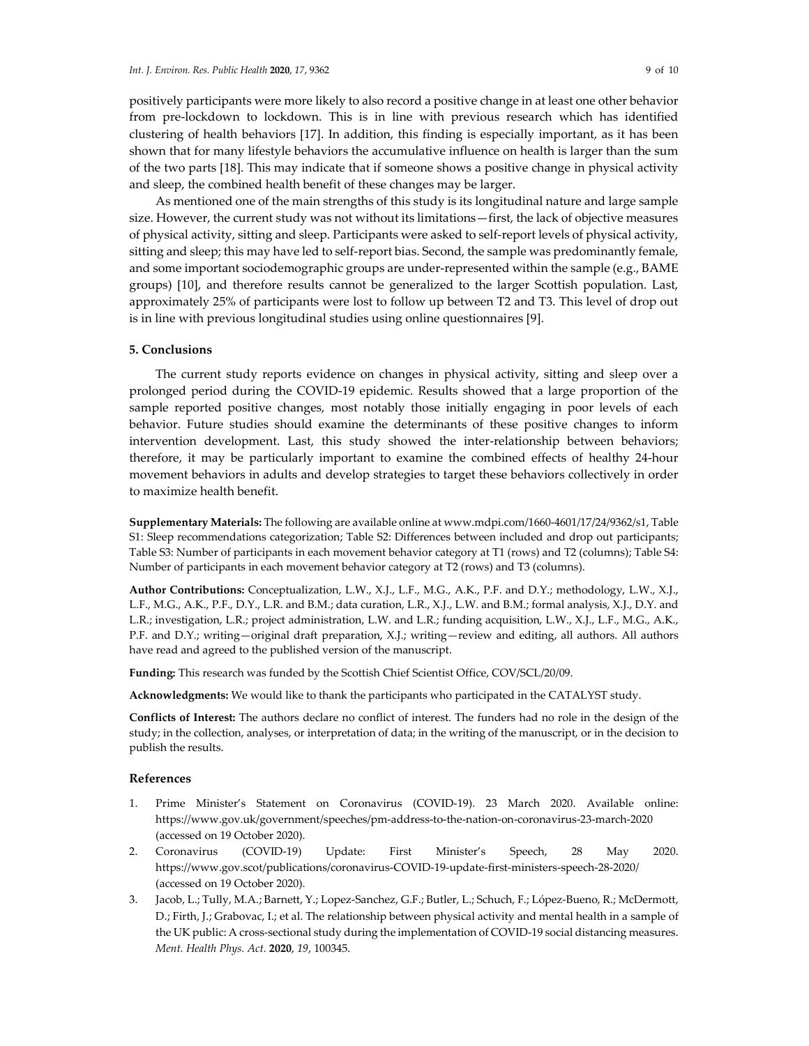positively participants were more likely to also record a positive change in at least one other behavior from pre-lockdown to lockdown. This is in line with previous research which has identified clustering of health behaviors [17]. In addition, this finding is especially important, as it has been shown that for many lifestyle behaviors the accumulative influence on health is larger than the sum of the two parts [18]. This may indicate that if someone shows a positive change in physical activity and sleep, the combined health benefit of these changes may be larger.

As mentioned one of the main strengths of this study is its longitudinal nature and large sample size. However, the current study was not without its limitations—first, the lack of objective measures of physical activity, sitting and sleep. Participants were asked to self-report levels of physical activity, sitting and sleep; this may have led to self-report bias. Second, the sample was predominantly female, and some important sociodemographic groups are under-represented within the sample (e.g., BAME groups) [10], and therefore results cannot be generalized to the larger Scottish population. Last, approximately 25% of participants were lost to follow up between T2 and T3. This level of drop out is in line with previous longitudinal studies using online questionnaires [9].

## 5. Conclusions

The current study reports evidence on changes in physical activity, sitting and sleep over a prolonged period during the COVID-19 epidemic. Results showed that a large proportion of the sample reported positive changes, most notably those initially engaging in poor levels of each behavior. Future studies should examine the determinants of these positive changes to inform intervention development. Last, this study showed the inter-relationship between behaviors; therefore, it may be particularly important to examine the combined effects of healthy 24-hour movement behaviors in adults and develop strategies to target these behaviors collectively in order to maximize health benefit.

**Supplementary Materials:** The following are available online at www.mdpi.com/1660-4601/17/24/9362/s1, Table S1: Sleep recommendations categorization; Table S2: Differences between included and drop out participants; Table S3: Number of participants in each movement behavior category at T1 (rows) and T2 (columns); Table S4: Number of participants in each movement behavior category at T2 (rows) and T3 (columns).

**Author Contributions:** Conceptualization, L.W., X.J., L.F., M.G., A.K., P.F. and D.Y.; methodology, L.W., X.J., L.F., M.G., A.K., P.F., D.Y., L.R. and B.M.; data curation, L.R., X.J., L.W. and B.M.; formal analysis, X.J., D.Y. and L.R.; investigation, L.R.; project administration, L.W. and L.R.; funding acquisition, L.W., X.J., L.F., M.G., A.K., P.F. and D.Y.; writing—original draft preparation, X.J.; writing—review and editing, all authors. All authors have read and agreed to the published version of the manuscript.

**Funding:** This research was funded by the Scottish Chief Scientist Office, COV/SCL/20/09.

**Acknowledgments:** We would like to thank the participants who participated in the CATALYST study.

**Conflicts of Interest:** The authors declare no conflict of interest. The funders had no role in the design of the study; in the collection, analyses, or interpretation of data; in the writing of the manuscript, or in the decision to publish the results.

## References

1. Prime Minister's Statement on Coronavirus (COVID-19). 23 March 2020. Available online: https://www.gov.uk/government/speeches/pm-address-to-the-nation-on-coronavirus-23-march-2020 (accessed on 19 October 2020).
2. Coronavirus (COVID-19) Update: First Minister's Speech, 28 May 2020. https://www.gov.scot/publications/coronavirus-COVID-19-update-first-ministers-speech-28-2020/ (accessed on 19 October 2020).
3. Jacob, L.; Tully, M.A.; Barnett, Y.; Lopez-Sanchez, G.F.; Butler, L.; Schuch, F.; López-Bueno, R.; McDermott, D.; Firth, J.; Grabovac, I.; et al. The relationship between physical activity and mental health in a sample of the UK public: A cross-sectional study during the implementation of COVID-19 social distancing measures. *Ment. Health Phys. Act.* **2020**, *19*, 100345.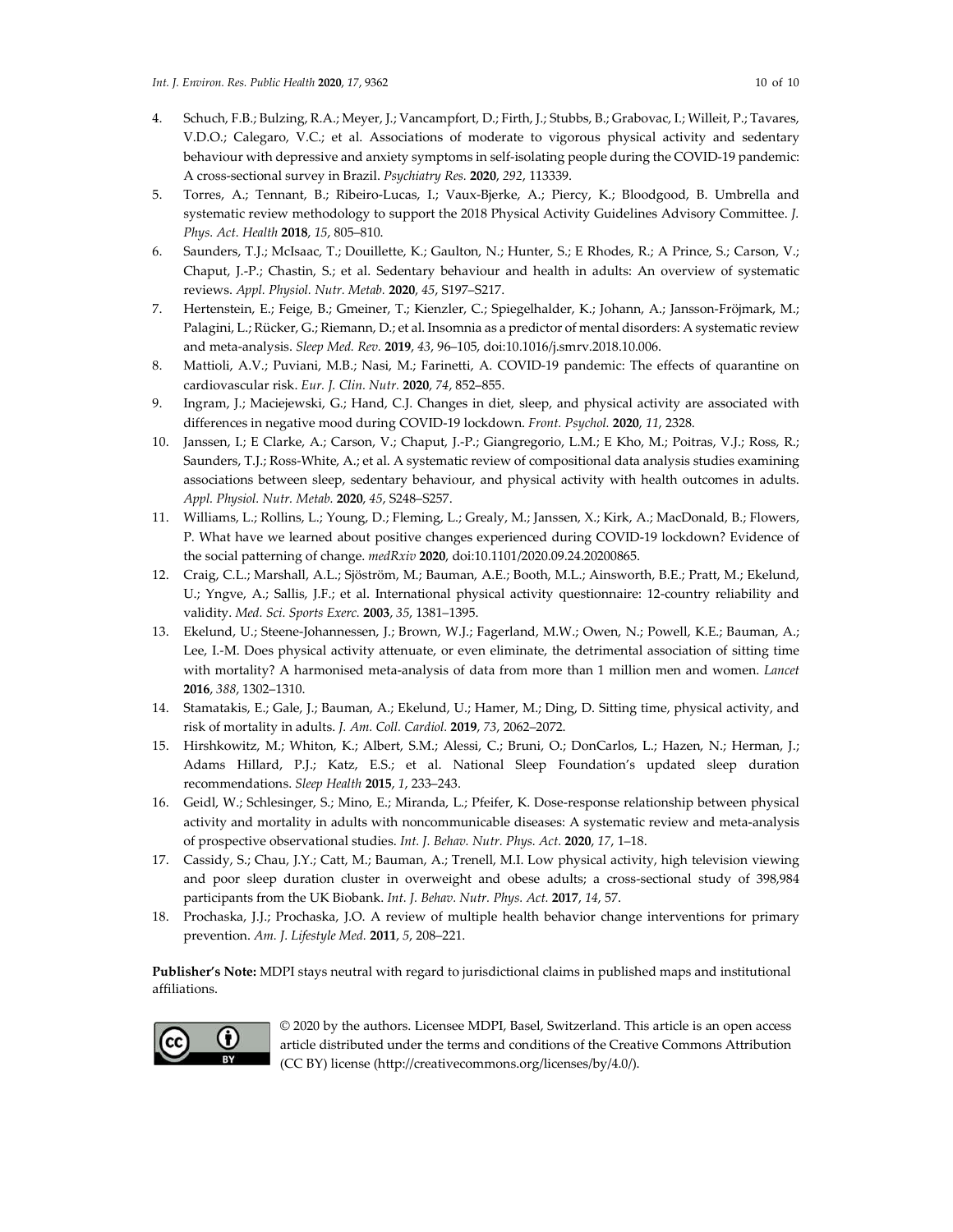4. Schuch, F.B.; Bulzing, R.A.; Meyer, J.; Vancampfort, D.; Firth, J.; Stubbs, B.; Grabovac, I.; Willeit, P.; Tavares, V.D.O.; Calegaro, V.C.; et al. Associations of moderate to vigorous physical activity and sedentary behaviour with depressive and anxiety symptoms in self-isolating people during the COVID-19 pandemic: A cross-sectional survey in Brazil. *Psychiatry Res.* **2020**, *292*, 113339.
5. Torres, A.; Tennant, B.; Ribeiro-Lucas, I.; Vaux-Bjerke, A.; Piercy, K.; Bloodgood, B. Umbrella and systematic review methodology to support the 2018 Physical Activity Guidelines Advisory Committee. *J. Phys. Act. Health* **2018**, *15*, 805–810.
6. Saunders, T.J.; McIsaac, T.; Douillette, K.; Gaulton, N.; Hunter, S.; E Rhodes, R.; A Prince, S.; Carson, V.; Chaput, J.-P.; Chastin, S.; et al. Sedentary behaviour and health in adults: An overview of systematic reviews. *Appl. Physiol. Nutr. Metab.* **2020**, *45*, S197–S217.
7. Hertenstein, E.; Feige, B.; Gmeiner, T.; Kienzler, C.; Spiegelhalder, K.; Johann, A.; Jansson-Fröjmark, M.; Palagini, L.; Rücker, G.; Riemann, D.; et al. Insomnia as a predictor of mental disorders: A systematic review and meta-analysis. *Sleep Med. Rev.* **2019**, *43*, 96–105, doi:10.1016/j.smrv.2018.10.006.
8. Mattioli, A.V.; Puviani, M.B.; Nasi, M.; Farinetti, A. COVID-19 pandemic: The effects of quarantine on cardiovascular risk. *Eur. J. Clin. Nutr.* **2020**, *74*, 852–855.
9. Ingram, J.; Maciejewski, G.; Hand, C.J. Changes in diet, sleep, and physical activity are associated with differences in negative mood during COVID-19 lockdown. *Front. Psychol.* **2020**, *11*, 2328.
10. Janssen, I.; E Clarke, A.; Carson, V.; Chaput, J.-P.; Giangregorio, L.M.; E Kho, M.; Poitras, V.J.; Ross, R.; Saunders, T.J.; Ross-White, A.; et al. A systematic review of compositional data analysis studies examining associations between sleep, sedentary behaviour, and physical activity with health outcomes in adults. *Appl. Physiol. Nutr. Metab.* **2020**, *45*, S248–S257.
11. Williams, L.; Rollins, L.; Young, D.; Fleming, L.; Grealy, M.; Janssen, X.; Kirk, A.; MacDonald, B.; Flowers, P. What have we learned about positive changes experienced during COVID-19 lockdown? Evidence of the social patterning of change. *medRxiv* **2020**, doi:10.1101/2020.09.24.20200865.
12. Craig, C.L.; Marshall, A.L.; Sjöström, M.; Bauman, A.E.; Booth, M.L.; Ainsworth, B.E.; Pratt, M.; Ekelund, U.; Yngve, A.; Sallis, J.F.; et al. International physical activity questionnaire: 12-country reliability and validity. *Med. Sci. Sports Exerc.* **2003**, *35*, 1381–1395.
13. Ekelund, U.; Steene-Johannessen, J.; Brown, W.J.; Fagerland, M.W.; Owen, N.; Powell, K.E.; Bauman, A.; Lee, I.-M. Does physical activity attenuate, or even eliminate, the detrimental association of sitting time with mortality? A harmonised meta-analysis of data from more than 1 million men and women. *Lancet* **2016**, *388*, 1302–1310.
14. Stamatakis, E.; Gale, J.; Bauman, A.; Ekelund, U.; Hamer, M.; Ding, D. Sitting time, physical activity, and risk of mortality in adults. *J. Am. Coll. Cardiol.* **2019**, *73*, 2062–2072.
15. Hirshkowitz, M.; Whiton, K.; Albert, S.M.; Alessi, C.; Bruni, O.; DonCarlos, L.; Hazen, N.; Herman, J.; Adams Hillard, P.J.; Katz, E.S.; et al. National Sleep Foundation's updated sleep duration recommendations. *Sleep Health* **2015**, *1*, 233–243.
16. Geidl, W.; Schlesinger, S.; Mino, E.; Miranda, L.; Pfeifer, K. Dose-response relationship between physical activity and mortality in adults with noncommunicable diseases: A systematic review and meta-analysis of prospective observational studies. *Int. J. Behav. Nutr. Phys. Act.* **2020**, *17*, 1–18.
17. Cassidy, S.; Chau, J.Y.; Catt, M.; Bauman, A.; Trenell, M.I. Low physical activity, high television viewing and poor sleep duration cluster in overweight and obese adults; a cross-sectional study of 398,984 participants from the UK Biobank. *Int. J. Behav. Nutr. Phys. Act.* **2017**, *14*, 57.
18. Prochaska, J.J.; Prochaska, J.O. A review of multiple health behavior change interventions for primary prevention. *Am. J. Lifestyle Med.* **2011**, *5*, 208–221.

**Publisher's Note:** MDPI stays neutral with regard to jurisdictional claims in published maps and institutional affiliations.

© 2020 by the authors. Licensee MDPI, Basel, Switzerland. This article is an open access article distributed under the terms and conditions of the Creative Commons Attribution (CC BY) license (http://creativecommons.org/licenses/by/4.0/).